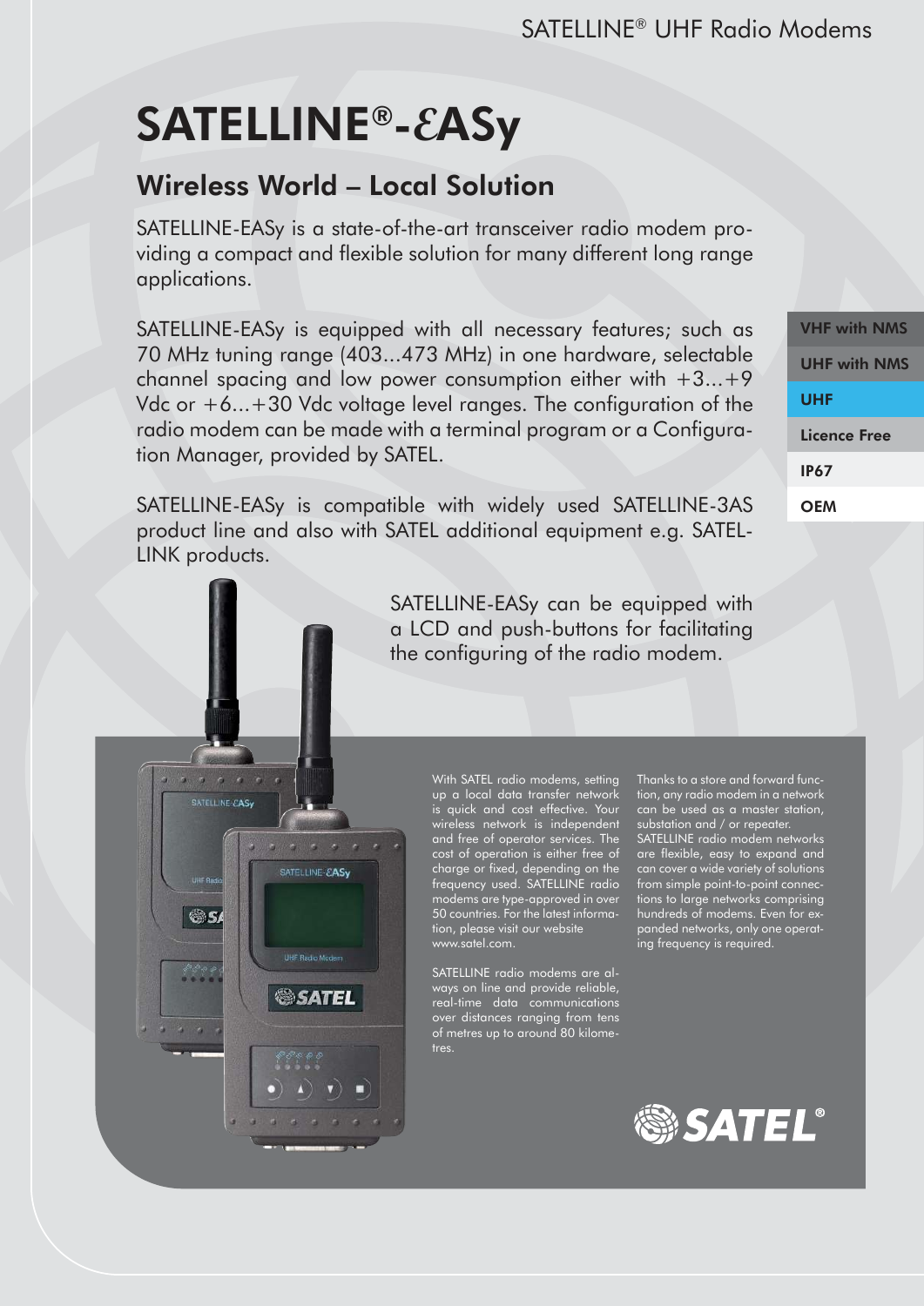# SATELLINE®-EASy

## Wireless World – Local Solution

SATELLINE-EASy is a state-of-the-art transceiver radio modem providing a compact and flexible solution for many different long range applications.

SATELLINE-EASy is equipped with all necessary features; such as 70 MHz tuning range (403...473 MHz) in one hardware, selectable channel spacing and low power consumption either with +3...+9 Vdc or +6...+30 Vdc voltage level ranges. The configuration of the radio modem can be made with a terminal program or a Configuration Manager, provided by SATEL.

SATELLINE-EASy is compatible with widely used SATELLINE-3AS product line and also with SATEL additional equipment e.g. SATEL-LINK products.

- VHF with NMS
- UHF with NMS
- UHF
- Licence Free
- IP67
- OEM

SATELLINE-EASy can be equipped with a LCD and push-buttons for facilitating the configuring of the radio modem.

With SATEL radio modems, setting up a local data transfer network is quick and cost effective. Your wireless network is independent and free of operator services. The cost of operation is either free of charge or fixed, depending on the frequency used. SATELLINE radio modems are type-approved in over 50 countries. For the latest information, please visit our website www.satel.com.

SATELLINE radio modems are always on line and provide reliable, real-time data communications over distances ranging from tens of metres up to around 80 kilometres.

Thanks to a store and forward function, any radio modem in a network can be used as a master station, substation and / or repeater. SATELLINE radio modem networks are flexible, easy to expand and can cover a wide variety of solutions from simple point-to-point connections to large networks comprising hundreds of modems. Even for expanded networks, only one operating frequency is required.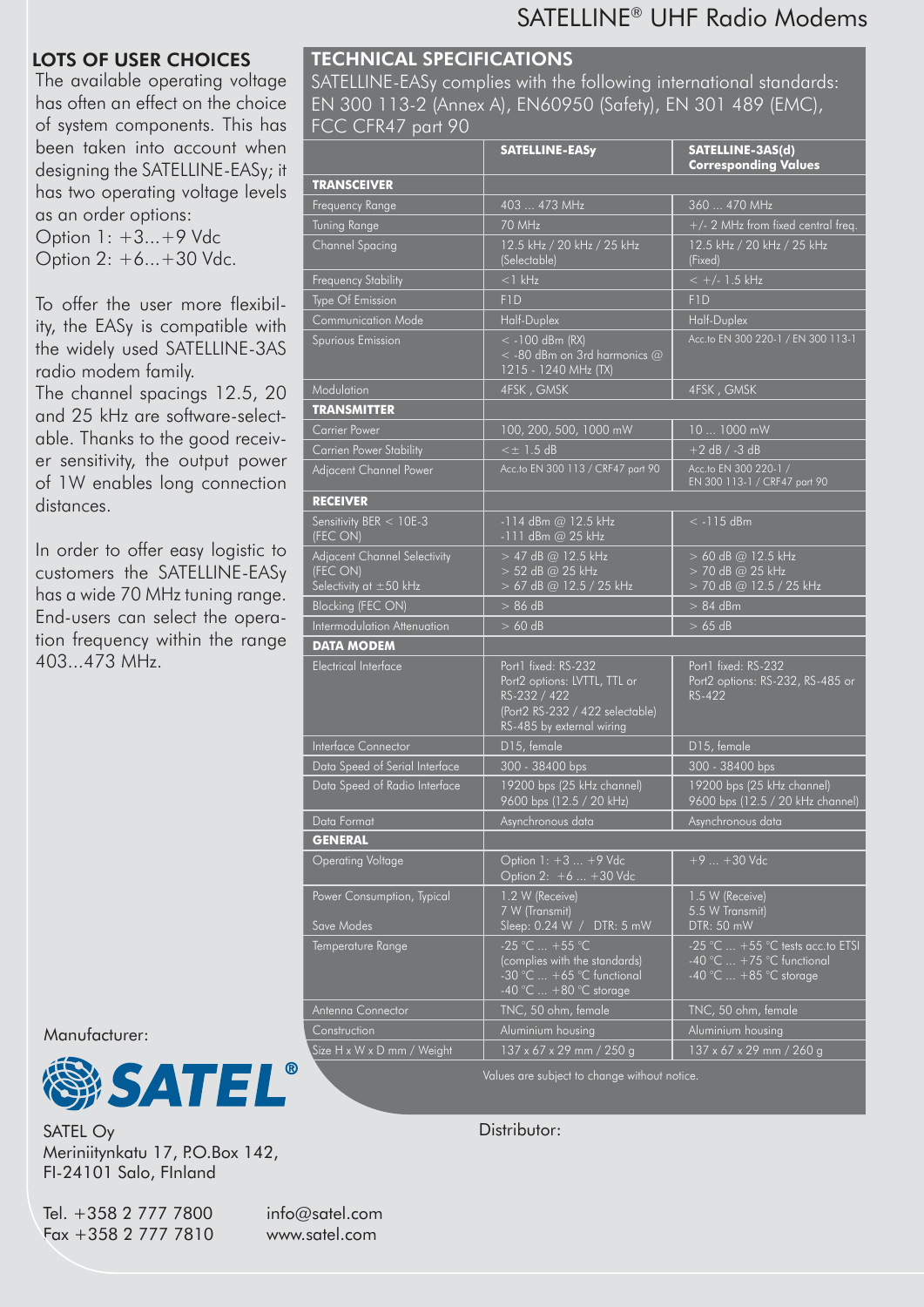## LOTS OF USER CHOICES

The available operating voltage has often an effect on the choice of system components. This has been taken into account when designing the SATELLINE-EASy; it has two operating voltage levels as an order options:
Option 1: +3...+9 Vdc
Option 2: +6...+30 Vdc.

To offer the user more flexibility, the EASy is compatible with the widely used SATELLINE-3AS radio modem family.
The channel spacings 12.5, 20 and 25 kHz are software-selectable. Thanks to the good receiver sensitivity, the output power of 1W enables long connection distances.

In order to offer easy logistic to customers the SATELLINE-EASy has a wide 70 MHz tuning range. End-users can select the operation frequency within the range 403...473 MHz.

## TECHNICAL SPECIFICATIONS

SATELLINE-EASy complies with the following international standards: EN 300 113-2 (Annex A), EN60950 (Safety), EN 301 489 (EMC), FCC CFR47 part 90

| | SATELLINE-EASy | SATELLINE-3AS(d) Corresponding Values |
|---|---|---|
| **TRANSCEIVER** | | |
| Frequency Range | 403 ... 473 MHz | 360 ... 470 MHz |
| Tuning Range | 70 MHz | +/- 2 MHz from fixed central freq. |
| Channel Spacing | 12.5 kHz / 20 kHz / 25 kHz (Selectable) | 12.5 kHz / 20 kHz / 25 kHz (Fixed) |
| Frequency Stability | <1 kHz | < +/- 1.5 kHz |
| Type Of Emission | F1D | F1D |
| Communication Mode | Half-Duplex | Half-Duplex |
| Spurious Emission | < -100 dBm (RX)<br>< -80 dBm on 3rd harmonics @ 1215 - 1240 MHz (TX) | Acc.to EN 300 220-1 / EN 300 113-1 |
| Modulation | 4FSK , GMSK | 4FSK , GMSK |
| **TRANSMITTER** | | |
| Carrier Power | 100, 200, 500, 1000 mW | 10 ... 1000 mW |
| Carrien Power Stability | <± 1.5 dB | +2 dB / -3 dB |
| Adjacent Channel Power | Acc.to EN 300 113 / CRF47 part 90 | Acc.to EN 300 220-1 / EN 300 113-1 / CRF47 part 90 |
| **RECEIVER** | | |
| Sensitivity BER < 10E-3 (FEC ON) | -114 dBm @ 12.5 kHz<br>-111 dBm @ 25 kHz | < -115 dBm |
| Adjacent Channel Selectivity (FEC ON)<br>Selectivity at ±50 kHz | > 47 dB @ 12.5 kHz<br>> 52 dB @ 25 kHz<br>> 67 dB @ 12.5 / 25 kHz | > 60 dB @ 12.5 kHz<br>> 70 dB @ 25 kHz<br>> 70 dB @ 12.5 / 25 kHz |
| Blocking (FEC ON) | > 86 dB | > 84 dBm |
| Intermodulation Attenuation | > 60 dB | > 65 dB |
| **DATA MODEM** | | |
| Electrical Interface | Port1 fixed: RS-232<br>Port2 options: LVTTL, TTL or RS-232 / 422<br>(Port2 RS-232 / 422 selectable)<br>RS-485 by external wiring | Port1 fixed: RS-232<br>Port2 options: RS-232, RS-485 or RS-422 |
| Interface Connector | D15, female | D15, female |
| Data Speed of Serial Interface | 300 - 38400 bps | 300 - 38400 bps |
| Data Speed of Radio Interface | 19200 bps (25 kHz channel)<br>9600 bps (12.5 / 20 kHz) | 19200 bps (25 kHz channel)<br>9600 bps (12.5 / 20 kHz channel) |
| Data Format | Asynchronous data | Asynchronous data |
| **GENERAL** | | |
| Operating Voltage | Option 1: +3 ... +9 Vdc<br>Option 2: +6 ... +30 Vdc | +9 ... +30 Vdc |
| Power Consumption, Typical<br><br>Save Modes | 1.2 W (Receive)<br>7 W (Transmit)<br>Sleep: 0.24 W / DTR: 5 mW | 1.5 W (Receive)<br>5.5 W Transmit)<br>DTR: 50 mW |
| Temperature Range | -25 °C ... +55 °C<br>(complies with the standards)<br>-30 °C ... +65 °C functional<br>-40 °C ... +80 °C storage | -25 °C ... +55 °C tests acc.to ETSI<br>-40 °C ... +75 °C functional<br>-40 °C ... +85 °C storage |
| Antenna Connector | TNC, 50 ohm, female | TNC, 50 ohm, female |
| Construction | Aluminium housing | Aluminium housing |
| Size H x W x D mm / Weight | 137 x 67 x 29 mm / 250 g | 137 x 67 x 29 mm / 260 g |

Values are subject to change without notice.

Manufacturer:

SATEL®

SATEL Oy
Meriniitynkatu 17, P.O.Box 142,
FI-24101 Salo, FInland

Tel. +358 2 777 7800
Fax +358 2 777 7810

info@satel.com
www.satel.com

Distributor: